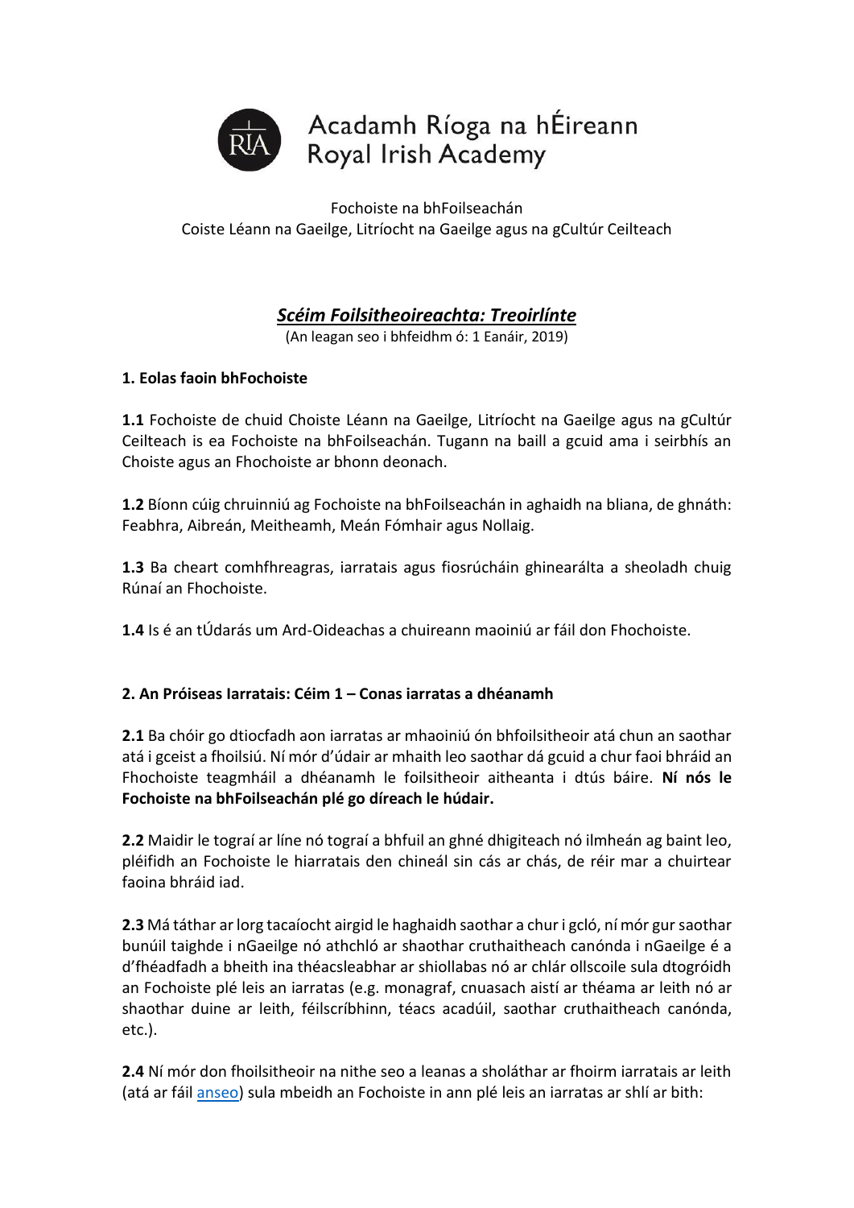Acadamh Ríoga na hÉireann
Royal Irish Academy

Fochoiste na bhFoilseachán
Coiste Léann na Gaeilge, Litríocht na Gaeilge agus na gCultúr Ceilteach

# *Scéim Foilsitheoireachta: Treoirlínte*

(An leagan seo i bhfeidhm ó: 1 Eanáir, 2019)

## 1. Eolas faoin bhFochoiste

**1.1** Fochoiste de chuid Choiste Léann na Gaeilge, Litríocht na Gaeilge agus na gCultúr Ceilteach is ea Fochoiste na bhFoilseachán. Tugann na baill a gcuid ama i seirbhís an Choiste agus an Fhochoiste ar bhonn deonach.

**1.2** Bíonn cúig chruinniú ag Fochoiste na bhFoilseachán in aghaidh na bliana, de ghnáth: Feabhra, Aibreán, Meitheamh, Meán Fómhair agus Nollaig.

**1.3** Ba cheart comhfhreagras, iarratais agus fiosrúcháin ghinearálta a sheoladh chuig Rúnaí an Fhochoiste.

**1.4** Is é an tÚdarás um Ard-Oideachas a chuireann maoiniú ar fáil don Fhochoiste.

## 2. An Próiseas Iarratais: Céim 1 – Conas iarratas a dhéanamh

**2.1** Ba chóir go dtiocfadh aon iarratas ar mhaoiniú ón bhfoilsitheoir atá chun an saothar atá i gceist a fhoilsiú. Ní mór d'údair ar mhaith leo saothar dá gcuid a chur faoi bhráid an Fhochoiste teagmháil a dhéanamh le foilsitheoir aitheanta i dtús báire. **Ní nós le Fochoiste na bhFoilseachán plé go díreach le húdair.**

**2.2** Maidir le tograí ar líne nó tograí a bhfuil an ghné dhigiteach nó ilmheán ag baint leo, pléifidh an Fochoiste le hiarratais den chineál sin cás ar chás, de réir mar a chuirtear faoina bhráid iad.

**2.3** Má táthar ar lorg tacaíocht airgid le haghaidh saothar a chur i gcló, ní mór gur saothar bunúil taighde i nGaeilge nó athchló ar shaothar cruthaitheach canónda i nGaeilge é a d'fhéadfadh a bheith ina théacsleabhar ar shiollabas nó ar chlár ollscoile sula dtogróidh an Fochoiste plé leis an iarratas (e.g. monagraf, cnuasach aistí ar théama ar leith nó ar shaothar duine ar leith, féilscríbhinn, téacs acadúil, saothar cruthaitheach canónda, etc.).

**2.4** Ní mór don fhoilsitheoir na nithe seo a leanas a sholáthar ar fhoirm iarratais ar leith (atá ar fáil [anseo]) sula mbeidh an Fochoiste in ann plé leis an iarratas ar shlí ar bith: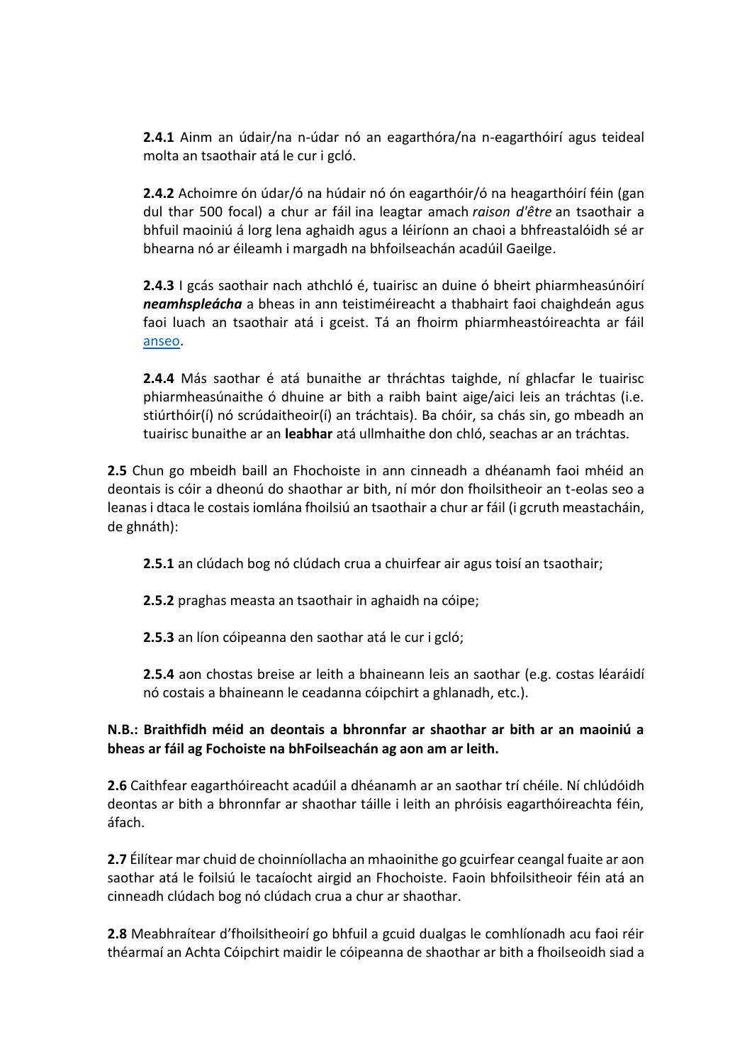**2.4.1** Ainm an údair/na n-údar nó an eagarthóra/na n-eagarthóirí agus teideal molta an tsaothair atá le cur i gcló.

**2.4.2** Achoimre ón údar/ó na húdair nó ón eagarthóir/ó na heagarthóirí féin (gan dul thar 500 focal) a chur ar fáil ina leagtar amach *raison d'être* an tsaothair a bhfuil maoiniú á lorg lena aghaidh agus a léiríonn an chaoi a bhfreastalóidh sé ar bhearna nó ar éileamh i margadh na bhfoilseachán acadúil Gaeilge.

**2.4.3** I gcás saothair nach athchló é, tuairisc an duine ó bheirt phiarmheasúnóirí ***neamhspleácha*** a bheas in ann teistiméireacht a thabhairt faoi chaighdeán agus faoi luach an tsaothair atá i gceist. Tá an fhoirm phiarmheastóireachta ar fáil anseo.

**2.4.4** Más saothar é atá bunaithe ar thráchtas taighde, ní ghlacfar le tuairisc phiarmheasúnaithe ó dhuine ar bith a raibh baint aige/aici leis an tráchtas (i.e. stiúrthóir(í) nó scrúdaitheoir(í) an tráchtais). Ba chóir, sa chás sin, go mbeadh an tuairisc bunaithe ar an **leabhar** atá ullmhaithe don chló, seachas ar an tráchtas.

**2.5** Chun go mbeidh baill an Fhochoiste in ann cinneadh a dhéanamh faoi mhéid an deontais is cóir a dheonú do shaothar ar bith, ní mór don fhoilsitheoir an t-eolas seo a leanas i dtaca le costais iomlána fhoilsiú an tsaothair a chur ar fáil (i gcruth meastacháin, de ghnáth):

**2.5.1** an clúdach bog nó clúdach crua a chuirfear air agus toisí an tsaothair;

**2.5.2** praghas measta an tsaothair in aghaidh na cóipe;

**2.5.3** an líon cóipeanna den saothar atá le cur i gcló;

**2.5.4** aon chostas breise ar leith a bhaineann leis an saothar (e.g. costas léaráidí nó costais a bhaineann le ceadanna cóipchirt a ghlanadh, etc.).

**N.B.: Braithfidh méid an deontais a bhronnfar ar shaothar ar bith ar an maoiniú a bheas ar fáil ag Fochoiste na bhFoilseachán ag aon am ar leith.**

**2.6** Caithfear eagarthóireacht acadúil a dhéanamh ar an saothar trí chéile. Ní chlúdóidh deontas ar bith a bhronnfar ar shaothar táille i leith an phróisis eagarthóireachta féin, áfach.

**2.7** Éilítear mar chuid de choinníollacha an mhaoinithe go gcuirfear ceangal fuaite ar aon saothar atá le foilsiú le tacaíocht airgid an Fhochoiste. Faoin bhfoilsitheoir féin atá an cinneadh clúdach bog nó clúdach crua a chur ar shaothar.

**2.8** Meabhraítear d'fhoilsitheoirí go bhfuil a gcuid dualgas le comhlíonadh acu faoi réir théarmaí an Achta Cóipchirt maidir le cóipeanna de shaothar ar bith a fhoilseoidh siad a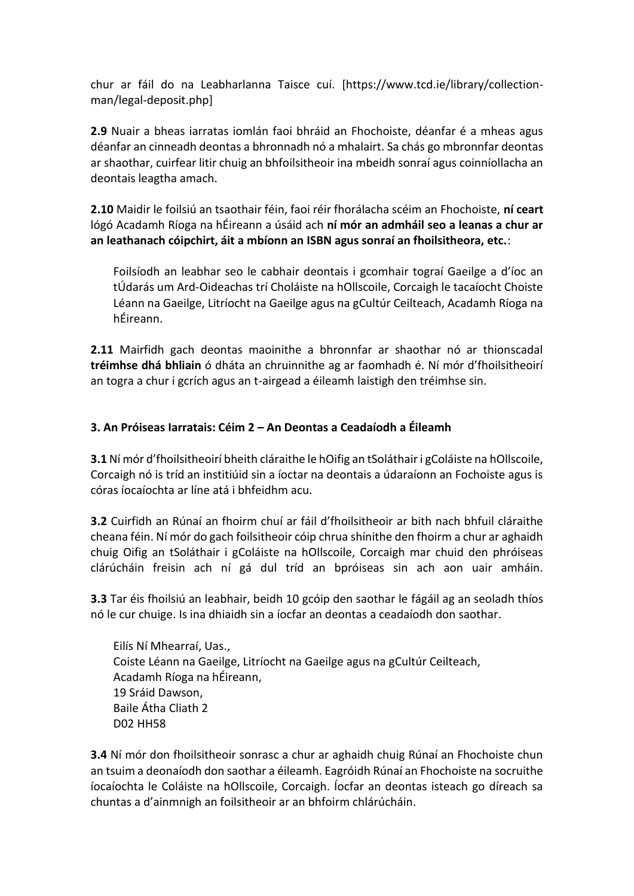chur ar fáil do na Leabharlanna Taisce cuí. [https://www.tcd.ie/library/collection-man/legal-deposit.php]

**2.9** Nuair a bheas iarratas iomlán faoi bhráid an Fhochoiste, déanfar é a mheas agus déanfar an cinneadh deontas a bhronnadh nó a mhalairt. Sa chás go mbronnfar deontas ar shaothar, cuirfear litir chuig an bhfoilsitheoir ina mbeidh sonraí agus coinníollacha an deontais leagtha amach.

**2.10** Maidir le foilsiú an tsaothair féin, faoi réir fhorálacha scéim an Fhochoiste, **ní ceart** lógó Acadamh Ríoga na hÉireann a úsáid ach **ní mór an admháil seo a leanas a chur ar an leathanach cóipchirt, áit a mbíonn an ISBN agus sonraí an fhoilsitheora, etc.**:

> Foilsíodh an leabhar seo le cabhair deontais i gcomhair tograí Gaeilge a d'íoc an tÚdarás um Ard-Oideachas trí Choláiste na hOllscoile, Corcaigh le tacaíocht Choiste Léann na Gaeilge, Litríocht na Gaeilge agus na gCultúr Ceilteach, Acadamh Ríoga na hÉireann.

**2.11** Mairfidh gach deontas maoinithe a bhronnfar ar shaothar nó ar thionscadal **tréimhse dhá bhliain** ó dháta an chruinnithe ag ar faomhadh é. Ní mór d'fhoilsitheoirí an togra a chur i gcrích agus an t-airgead a éileamh laistigh den tréimhse sin.

## 3. An Próiseas Iarratais: Céim 2 – An Deontas a Ceadaíodh a Éileamh

**3.1** Ní mór d'fhoilsitheoirí bheith cláraithe le hOifig an tSoláthair i gColáiste na hOllscoile, Corcaigh nó is tríd an institiúid sin a íoctar na deontais a údaraíonn an Fochoiste agus is córas íocaíochta ar líne atá i bhfeidhm acu.

**3.2** Cuirfidh an Rúnaí an fhoirm chuí ar fáil d'fhoilsitheoir ar bith nach bhfuil cláraithe cheana féin. Ní mór do gach foilsitheoir cóip chrua shínithe den fhoirm a chur ar aghaidh chuig Oifig an tSoláthair i gColáiste na hOllscoile, Corcaigh mar chuid den phróiseas clárúcháin freisin ach ní gá dul tríd an bpróiseas sin ach aon uair amháin.

**3.3** Tar éis fhoilsiú an leabhair, beidh 10 gcóip den saothar le fágáil ag an seoladh thíos nó le cur chuige. Is ina dhiaidh sin a íocfar an deontas a ceadaíodh don saothar.

> Eilís Ní Mhearraí, Uas.,
> Coiste Léann na Gaeilge, Litríocht na Gaeilge agus na gCultúr Ceilteach,
> Acadamh Ríoga na hÉireann,
> 19 Sráid Dawson,
> Baile Átha Cliath 2
> D02 HH58

**3.4** Ní mór don fhoilsitheoir sonrasc a chur ar aghaidh chuig Rúnaí an Fhochoiste chun an tsuim a deonaíodh don saothar a éileamh. Eagróidh Rúnaí an Fhochoiste na socruithe íocaíochta le Coláiste na hOllscoile, Corcaigh. Íocfar an deontas isteach go díreach sa chuntas a d'ainmnigh an foilsitheoir ar an bhfoirm chlárúcháin.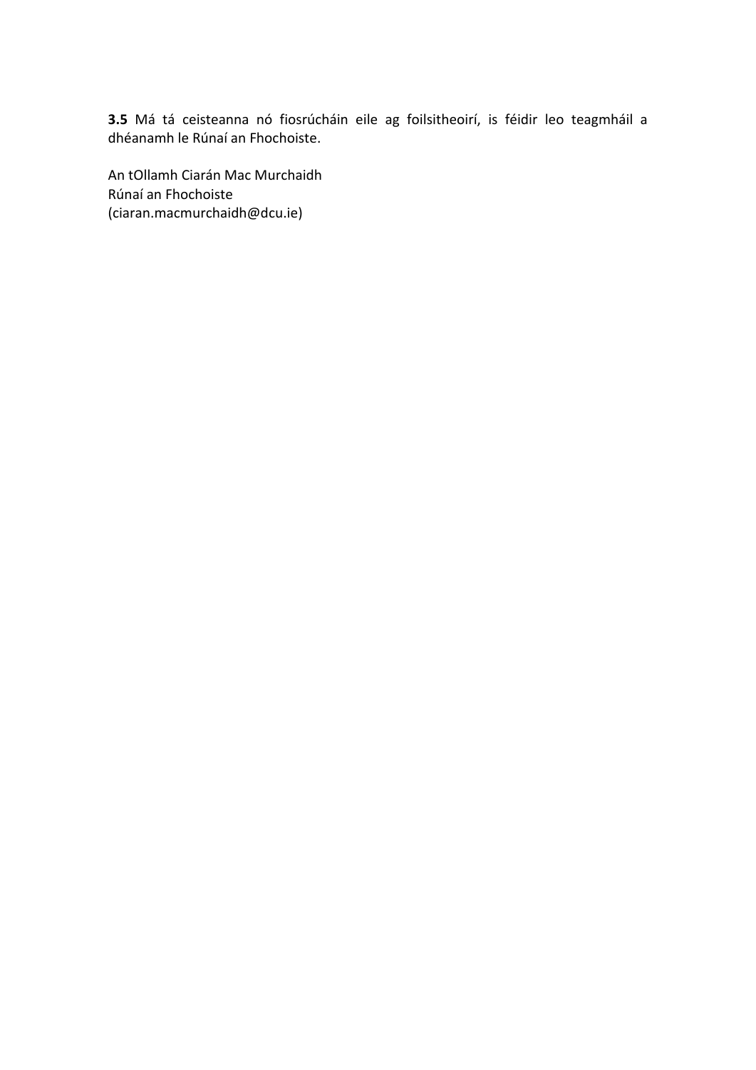**3.5** Má tá ceisteanna nó fiosrúcháin eile ag foilsitheoirí, is féidir leo teagmháil a dhéanamh le Rúnaí an Fhochoiste.

An tOllamh Ciarán Mac Murchaidh
Rúnaí an Fhochoiste
(ciaran.macmurchaidh@dcu.ie)